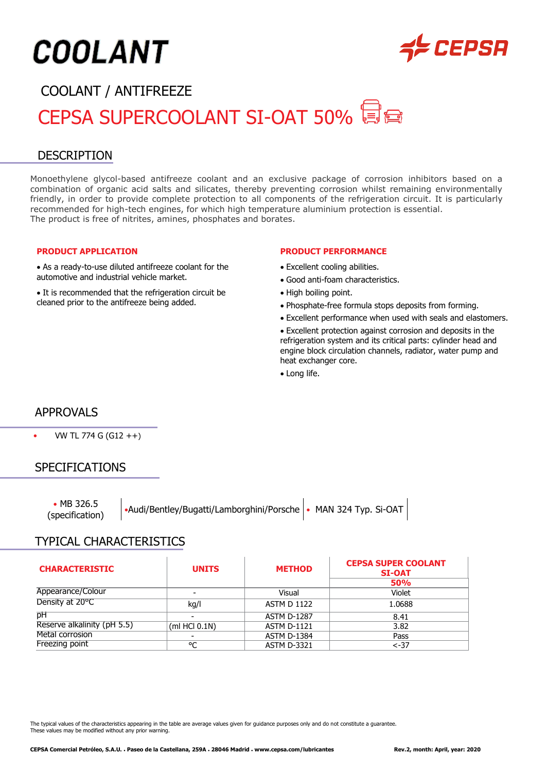# COOLANT

## COOLANT / ANTIFREEZE

# CEPSA SUPERCOOLANT SI-OAT 50%

## DESCRIPTION

Monoethylene glycol-based antifreeze coolant and an exclusive package of corrosion inhibitors based on a combination of organic acid salts and silicates, thereby preventing corrosion whilst remaining environmentally friendly, in order to provide complete protection to all components of the refrigeration circuit. It is particularly recommended for high-tech engines, for which high temperature aluminium protection is essential.
The product is free of nitrites, amines, phosphates and borates.

### PRODUCT APPLICATION

- As a ready-to-use diluted antifreeze coolant for the automotive and industrial vehicle market.
- It is recommended that the refrigeration circuit be cleaned prior to the antifreeze being added.

### PRODUCT PERFORMANCE

- Excellent cooling abilities.
- Good anti-foam characteristics.
- High boiling point.
- Phosphate-free formula stops deposits from forming.
- Excellent performance when used with seals and elastomers.
- Excellent protection against corrosion and deposits in the refrigeration system and its critical parts: cylinder head and engine block circulation channels, radiator, water pump and heat exchanger core.
- Long life.

## APPROVALS

- VW TL 774 G (G12 ++)

## SPECIFICATIONS

- MB 326.5 (specification)
- Audi/Bentley/Bugatti/Lamborghini/Porsche
- MAN 324 Typ. Si-OAT

## TYPICAL CHARACTERISTICS

| CHARACTERISTIC | UNITS | METHOD | CEPSA SUPER COOLANT SI-OAT 50% |
|---|---|---|---|
| Appearance/Colour | - | Visual | Violet |
| Density at 20ºC | kg/l | ASTM D 1122 | 1.0688 |
| pH | - | ASTM D-1287 | 8.41 |
| Reserve alkalinity (pH 5.5) | (ml HCl 0.1N) | ASTM D-1121 | 3.82 |
| Metal corrosion | - | ASTM D-1384 | Pass |
| Freezing point | ºC | ASTM D-3321 | <-37 |

The typical values of the characteristics appearing in the table are average values given for guidance purposes only and do not constitute a guarantee.
These values may be modified without any prior warning.

**CEPSA Comercial Petróleo, S.A.U. . Paseo de la Castellana, 259A . 28046 Madrid . www.cepsa.com/lubricantes** **Rev.2, month: April, year: 2020**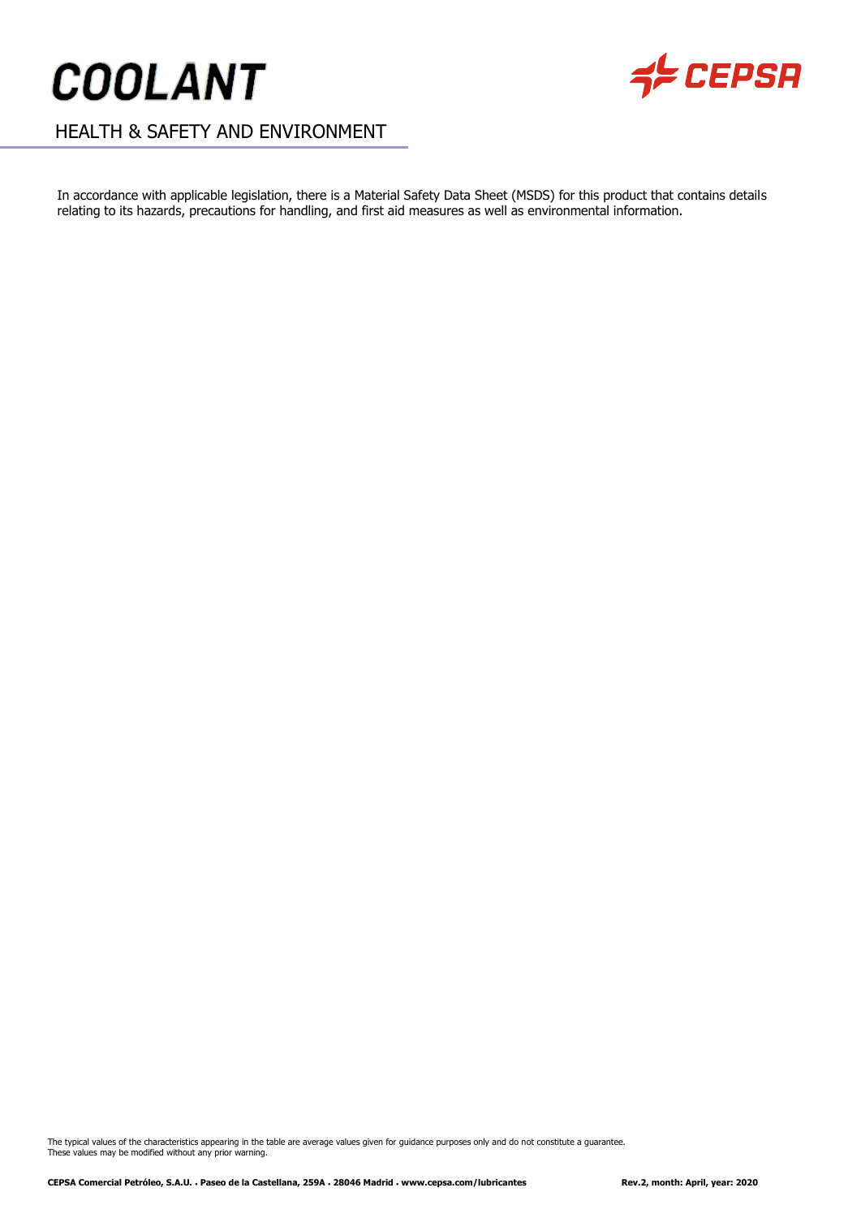# COOLANT

## HEALTH & SAFETY AND ENVIRONMENT

In accordance with applicable legislation, there is a Material Safety Data Sheet (MSDS) for this product that contains details relating to its hazards, precautions for handling, and first aid measures as well as environmental information.

The typical values of the characteristics appearing in the table are average values given for guidance purposes only and do not constitute a guarantee.
These values may be modified without any prior warning.

**CEPSA Comercial Petróleo, S.A.U. . Paseo de la Castellana, 259A . 28046 Madrid . www.cepsa.com/lubricantes** **Rev.2, month: April, year: 2020**